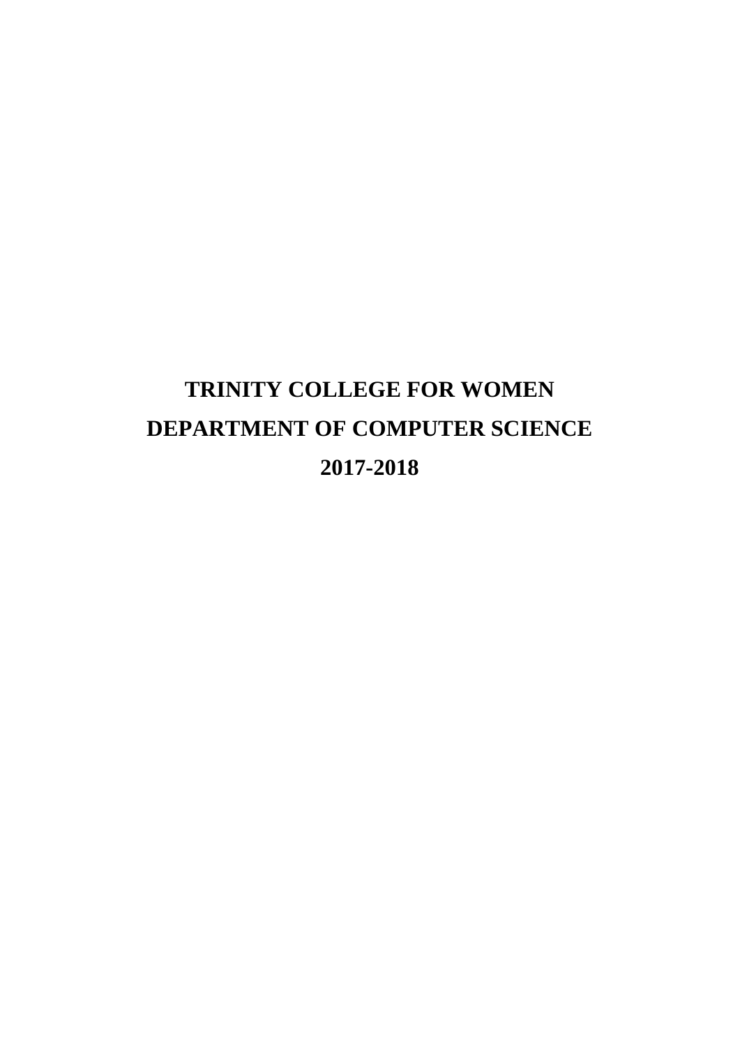# TRINITY COLLEGE FOR WOMEN

# DEPARTMENT OF COMPUTER SCIENCE

# 2017-2018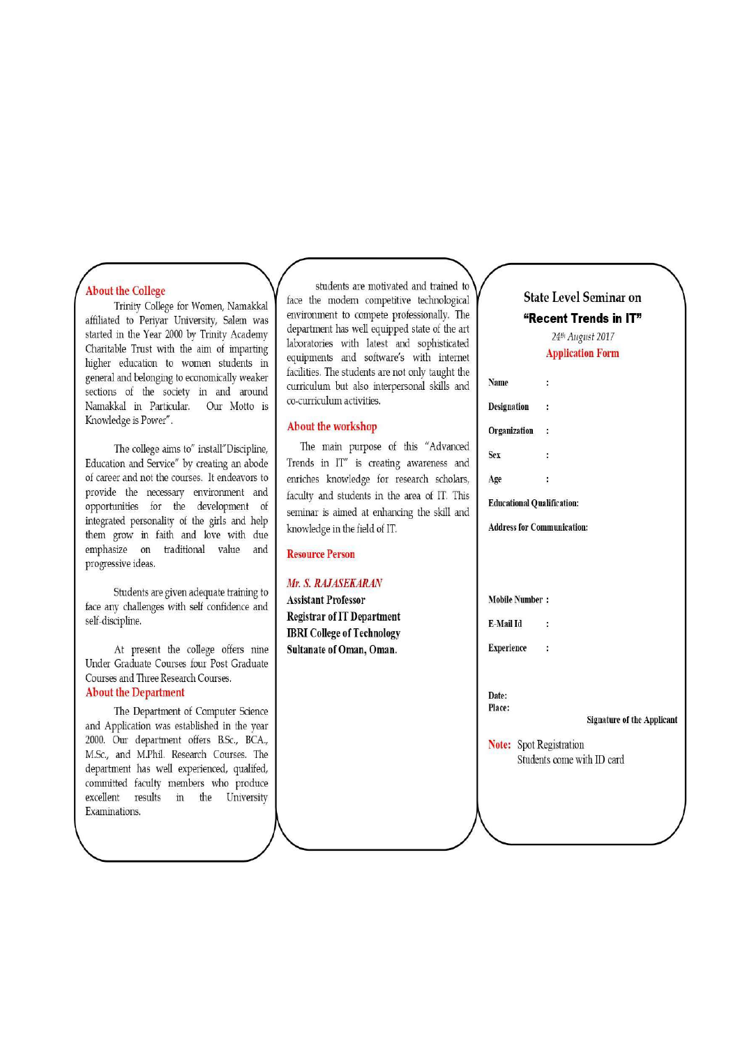## About the College

Trinity College for Women, Namakkal affiliated to Periyar University, Salem was started in the Year 2000 by Trinity Academy Charitable Trust with the aim of imparting higher education to women students in general and belonging to economically weaker sections of the society in and around Namakkal in Particular. Our Motto is Knowledge is Power".

The college aims to" install"Discipline, Education and Service" by creating an abode of career and not the courses. It endeavors to provide the necessary environment and opportunities for the development of integrated personality of the girls and help them grow in faith and love with due emphasize on traditional value and progressive ideas.

Students are given adequate training to face any challenges with self confidence and self-discipline.

At present the college offers nine Under Graduate Courses four Post Graduate Courses and Three Research Courses.

## About the Department

The Department of Computer Science and Application was established in the year 2000. Our department offers B.Sc., BCA., M.Sc., and M.Phil. Research Courses. The department has well experienced, qualifed, committed faculty members who produce excellent results in the University Examinations.

students are motivated and trained to face the modern competitive technological environment to compete professionally. The department has well equipped state of the art laboratories with latest and sophisticated equipments and software's with internet facilities. The students are not only taught the curriculum but also interpersonal skills and co-curriculum activities.

## About the workshop

The main purpose of this "Advanced Trends in IT" is creating awareness and enriches knowledge for research scholars, faculty and students in the area of IT. This seminar is aimed at enhancing the skill and knowledge in the field of IT.

## Resource Person

*Mr. S. RAJASEKARAN*
**Assistant Professor**
**Registrar of IT Department**
**IBRI College of Technology**
**Sultanate of Oman, Oman.**

# State Level Seminar on
## "Recent Trends in IT"

*24th August 2017*

## Application Form

**Name** :

**Designation** :

**Organization** :

**Sex** :

**Age** :

**Educational Qualification:**

**Address for Communication:**

**Mobile Number** :

**E-Mail Id** :

**Experience** :

**Date:**
**Place:**

**Signature of the Applicant**

**Note:** Spot Registration
Students come with ID card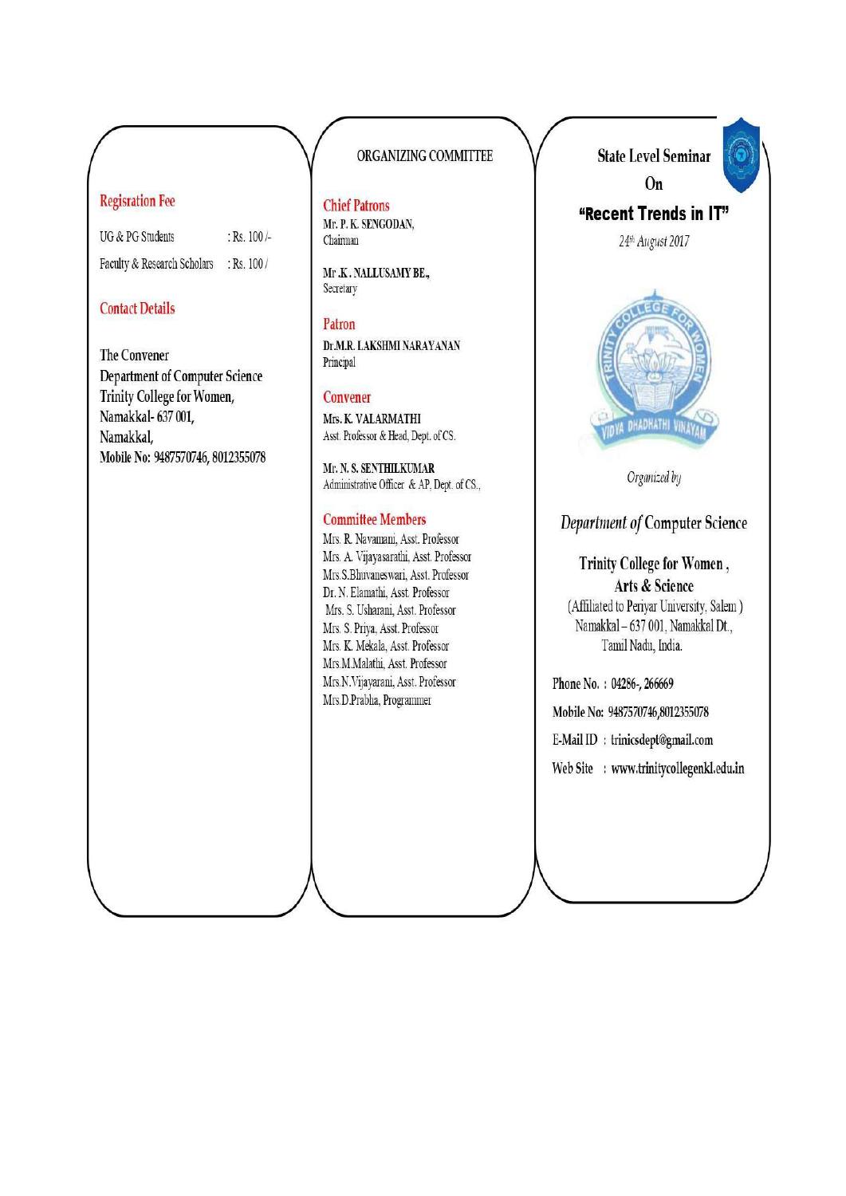## Regisration Fee

| | |
|---|---|
| UG & PG Students | : Rs. 100 /- |
| Faculty & Research Scholars | : Rs. 100 / |

## Contact Details

The Convener
Department of Computer Science
Trinity College for Women,
Namakkal- 637 001,
Namakkal,
**Mobile No: 9487570746, 8012355078**

## ORGANIZING COMMITTEE

### Chief Patrons

**Mr. P. K. SENGODAN,**
Chairman

**Mr .K. NALLUSAMY BE.,**
Secretary

### Patron

**Dr.M.R. LAKSHMI NARAYANAN**
Principal

### Convener

**Mrs. K. VALARMATHI**
Asst. Professor & Head, Dept. of CS.

**Mr. N. S. SENTHILKUMAR**
Administrative Officer & AP, Dept. of CS.,

### Committee Members

Mrs. R. Navamani, Asst. Professor
Mrs. A. Vijayasarathi, Asst. Professor
Mrs.S.Bhuvaneswari, Asst. Professor
Dr. N. Elamathi, Asst. Professor
Mrs. S. Usharani, Asst. Professor
Mrs. S. Priya, Asst. Professor
Mrs. K. Mekala, Asst. Professor
Mrs.M.Malathi, Asst. Professor
Mrs.N.Vijayarani, Asst. Professor
Mrs.D.Prabha, Programmer

# State Level Seminar On "Recent Trends in IT"

*24th August 2017*

*Organized by*

*Department of* Computer Science

**Trinity College for Women, Arts & Science**
(Affiliated to Periyar University, Salem)
Namakkal – 637 001, Namakkal Dt.,
Tamil Nadu, India.

**Phone No. : 04286-, 266669**
**Mobile No: 9487570746,8012355078**
E-Mail ID : trinicsdept@gmail.com
Web Site : www.trinitycollegenkl.edu.in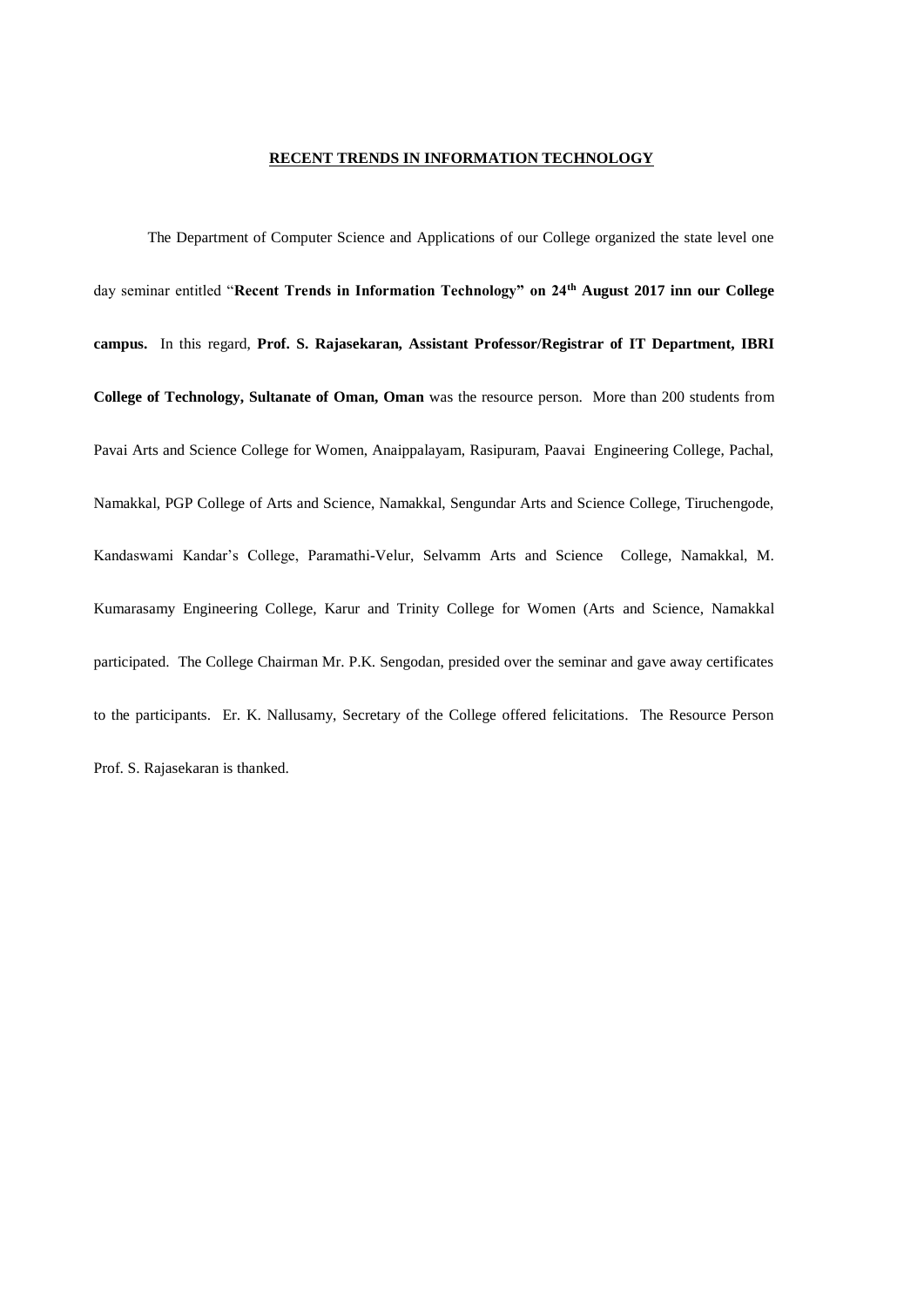## RECENT TRENDS IN INFORMATION TECHNOLOGY

The Department of Computer Science and Applications of our College organized the state level one day seminar entitled "**Recent Trends in Information Technology" on 24th August 2017 inn our College campus.** In this regard, **Prof. S. Rajasekaran, Assistant Professor/Registrar of IT Department, IBRI College of Technology, Sultanate of Oman, Oman** was the resource person. More than 200 students from Pavai Arts and Science College for Women, Anaippalayam, Rasipuram, Paavai Engineering College, Pachal, Namakkal, PGP College of Arts and Science, Namakkal, Sengundar Arts and Science College, Tiruchengode, Kandaswami Kandar's College, Paramathi-Velur, Selvamm Arts and Science College, Namakkal, M. Kumarasamy Engineering College, Karur and Trinity College for Women (Arts and Science, Namakkal participated. The College Chairman Mr. P.K. Sengodan, presided over the seminar and gave away certificates to the participants. Er. K. Nallusamy, Secretary of the College offered felicitations. The Resource Person Prof. S. Rajasekaran is thanked.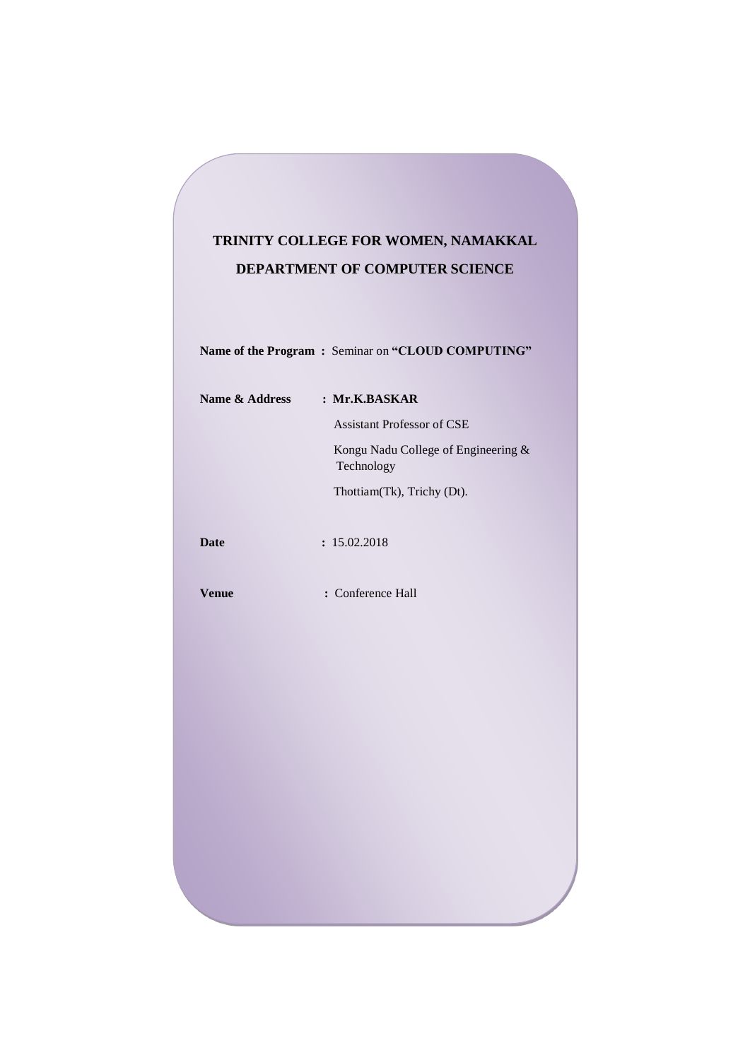# TRINITY COLLEGE FOR WOMEN, NAMAKKAL

## DEPARTMENT OF COMPUTER SCIENCE

**Name of the Program :** Seminar on **"CLOUD COMPUTING"**

**Name & Address :** **Mr.K.BASKAR**

Assistant Professor of CSE

Kongu Nadu College of Engineering & Technology

Thottiam(Tk), Trichy (Dt).

**Date :** 15.02.2018

**Venue :** Conference Hall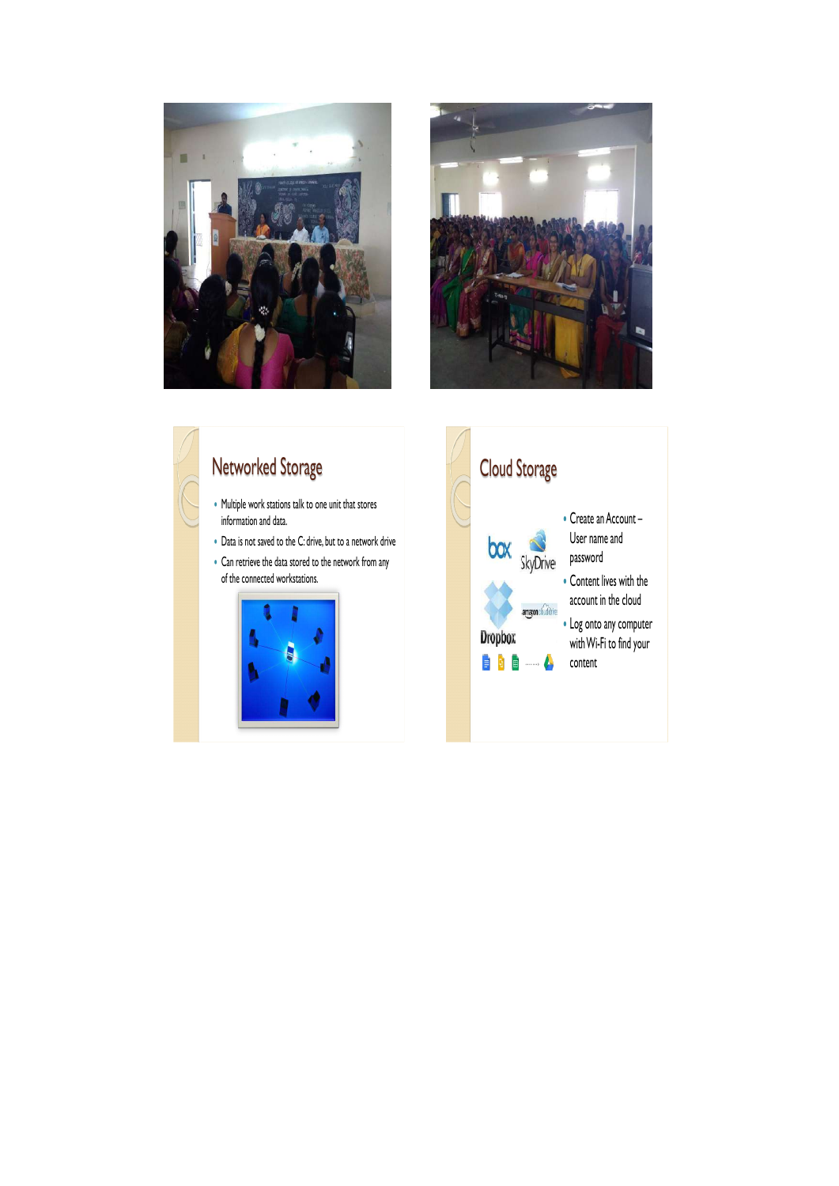## Networked Storage

- Multiple work stations talk to one unit that stores information and data.
- Data is not saved to the C: drive, but to a network drive
- Can retrieve the data stored to the network from any of the connected workstations.

## Cloud Storage

- Create an Account – User name and password
- Content lives with the account in the cloud
- Log onto any computer with Wi-Fi to find your content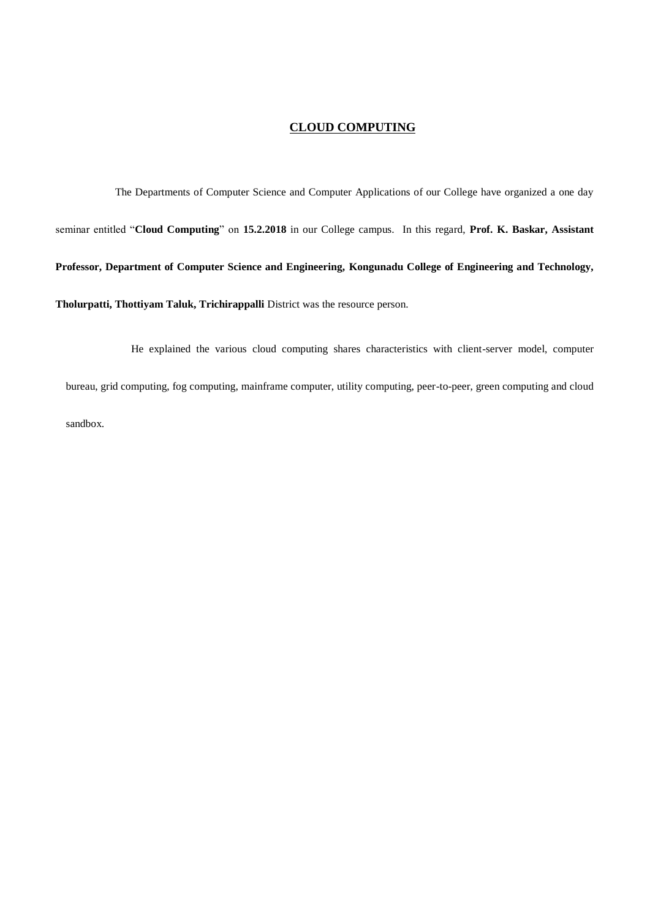## CLOUD COMPUTING

The Departments of Computer Science and Computer Applications of our College have organized a one day seminar entitled "**Cloud Computing**" on **15.2.2018** in our College campus. In this regard, **Prof. K. Baskar, Assistant Professor, Department of Computer Science and Engineering, Kongunadu College of Engineering and Technology, Tholurpatti, Thottiyam Taluk, Trichirappalli** District was the resource person.

He explained the various cloud computing shares characteristics with client-server model, computer bureau, grid computing, fog computing, mainframe computer, utility computing, peer-to-peer, green computing and cloud sandbox.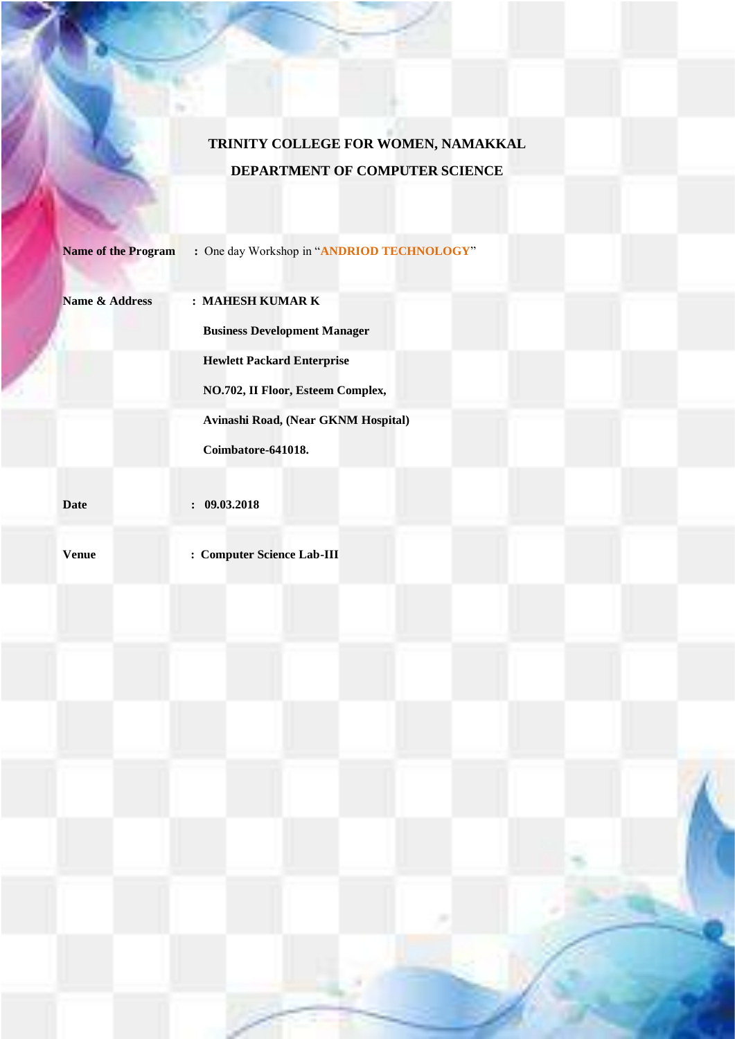# TRINITY COLLEGE FOR WOMEN, NAMAKKAL

## DEPARTMENT OF COMPUTER SCIENCE

**Name of the Program** : One day Workshop in "**ANDRIOD TECHNOLOGY**"

**Name & Address** : **MAHESH KUMAR K**

**Business Development Manager**

**Hewlett Packard Enterprise**

**NO.702, II Floor, Esteem Complex,**

**Avinashi Road, (Near GKNM Hospital)**

**Coimbatore-641018.**

**Date** : **09.03.2018**

**Venue** : **Computer Science Lab-III**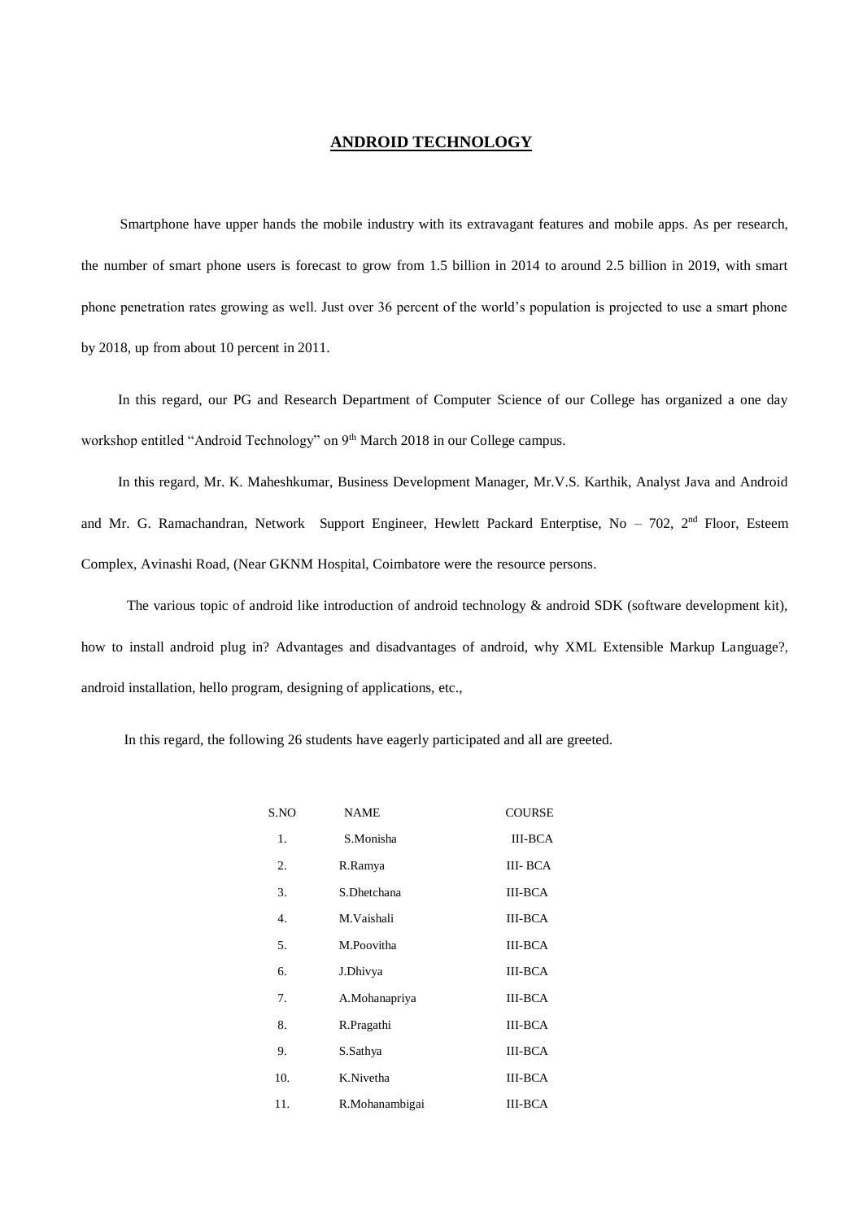## ANDROID TECHNOLOGY

Smartphone have upper hands the mobile industry with its extravagant features and mobile apps. As per research, the number of smart phone users is forecast to grow from 1.5 billion in 2014 to around 2.5 billion in 2019, with smart phone penetration rates growing as well. Just over 36 percent of the world's population is projected to use a smart phone by 2018, up from about 10 percent in 2011.

In this regard, our PG and Research Department of Computer Science of our College has organized a one day workshop entitled "Android Technology" on 9th March 2018 in our College campus.

In this regard, Mr. K. Maheshkumar, Business Development Manager, Mr.V.S. Karthik, Analyst Java and Android and Mr. G. Ramachandran, Network Support Engineer, Hewlett Packard Enterptise, No – 702, 2nd Floor, Esteem Complex, Avinashi Road, (Near GKNM Hospital, Coimbatore were the resource persons.

The various topic of android like introduction of android technology & android SDK (software development kit), how to install android plug in? Advantages and disadvantages of android, why XML Extensible Markup Language?, android installation, hello program, designing of applications, etc.,

In this regard, the following 26 students have eagerly participated and all are greeted.

| S.NO | NAME | COURSE |
|---|---|---|
| 1. | S.Monisha | III-BCA |
| 2. | R.Ramya | III- BCA |
| 3. | S.Dhetchana | III-BCA |
| 4. | M.Vaishali | III-BCA |
| 5. | M.Poovitha | III-BCA |
| 6. | J.Dhivya | III-BCA |
| 7. | A.Mohanapriya | III-BCA |
| 8. | R.Pragathi | III-BCA |
| 9. | S.Sathya | III-BCA |
| 10. | K.Nivetha | III-BCA |
| 11. | R.Mohanambigai | III-BCA |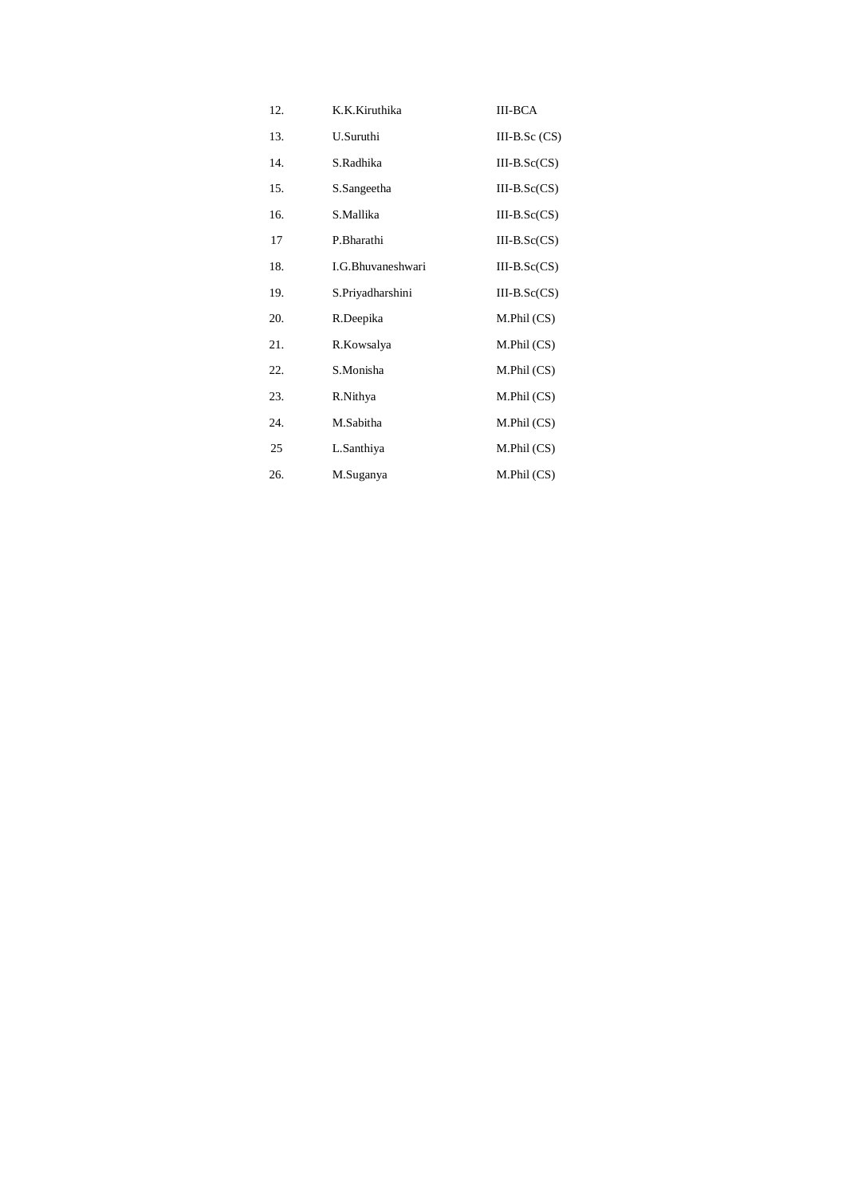| | | |
|---|---|---|
| 12. | K.K.Kiruthika | III-BCA |
| 13. | U.Suruthi | III-B.Sc (CS) |
| 14. | S.Radhika | III-B.Sc(CS) |
| 15. | S.Sangeetha | III-B.Sc(CS) |
| 16. | S.Mallika | III-B.Sc(CS) |
| 17 | P.Bharathi | III-B.Sc(CS) |
| 18. | I.G.Bhuvaneshwari | III-B.Sc(CS) |
| 19. | S.Priyadharshini | III-B.Sc(CS) |
| 20. | R.Deepika | M.Phil (CS) |
| 21. | R.Kowsalya | M.Phil (CS) |
| 22. | S.Monisha | M.Phil (CS) |
| 23. | R.Nithya | M.Phil (CS) |
| 24. | M.Sabitha | M.Phil (CS) |
| 25 | L.Santhiya | M.Phil (CS) |
| 26. | M.Suganya | M.Phil (CS) |